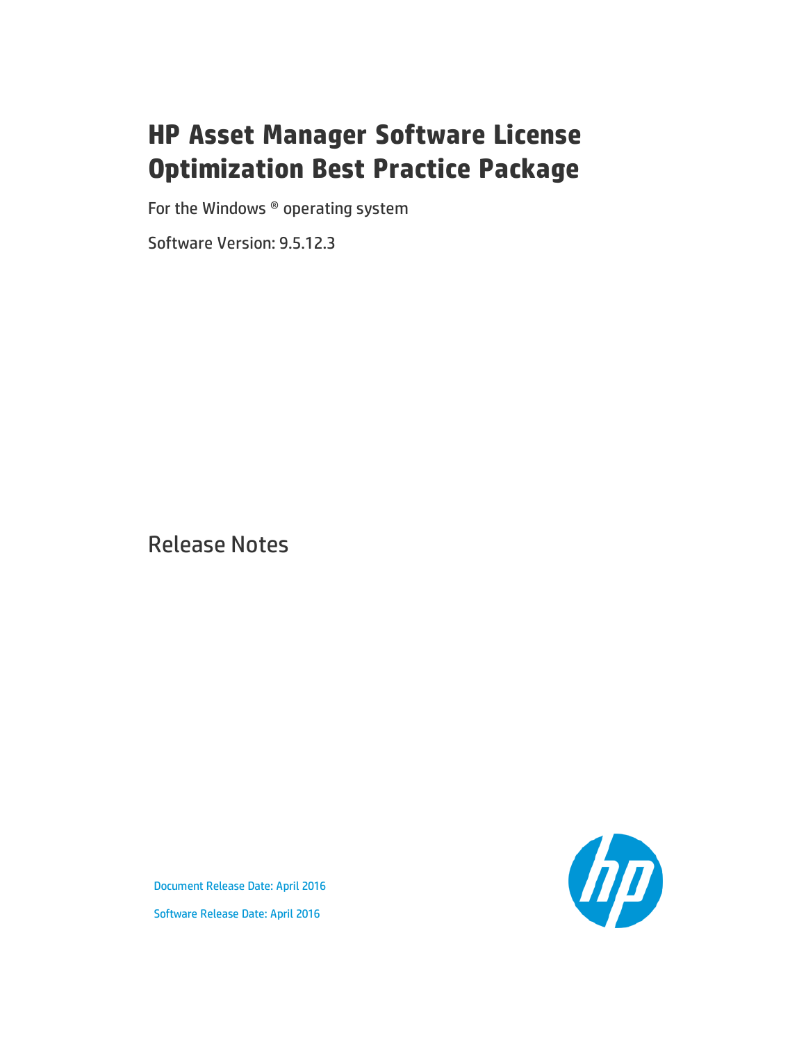# HP Asset Manager Software License Optimization Best Practice Package

For the Windows ® operating system

Software Version: 9.5.12.3

Release Notes

Document Release Date: April 2016

Software Release Date: April 2016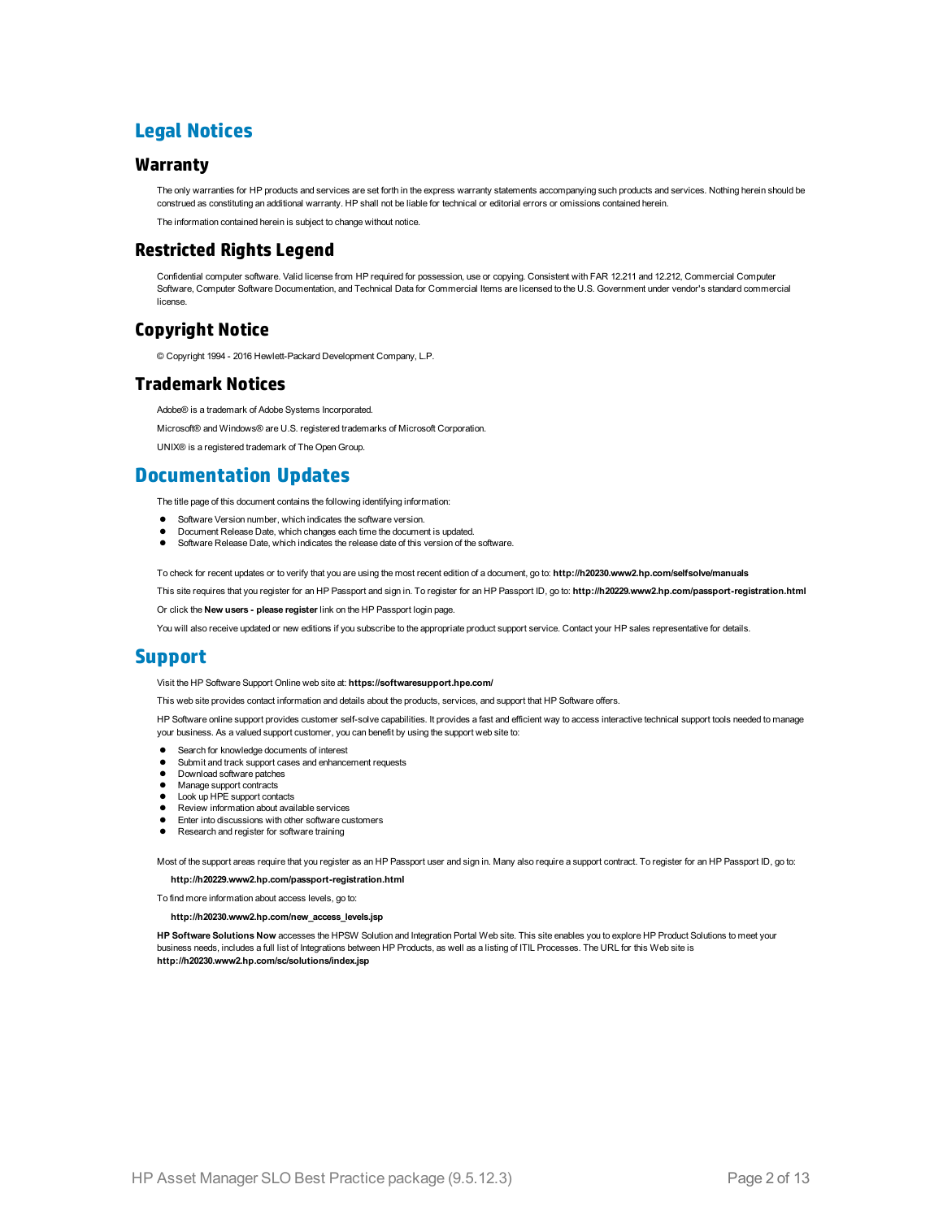# Legal Notices

## Warranty

The only warranties for HP products and services are set forth in the express warranty statements accompanying such products and services. Nothing herein should be construed as constituting an additional warranty. HP shall not be liable for technical or editorial errors or omissions contained herein.

The information contained herein is subject to change without notice.

## Restricted Rights Legend

Confidential computer software. Valid license from HP required for possession, use or copying. Consistent with FAR 12.211 and 12.212, Commercial Computer Software, Computer Software Documentation, and Technical Data for Commercial Items are licensed to the U.S. Government under vendor's standard commercial license.

## Copyright Notice

© Copyright 1994 - 2016 Hewlett-Packard Development Company, L.P.

## Trademark Notices

Adobe® is a trademark of Adobe Systems Incorporated.

Microsoft® and Windows® are U.S. registered trademarks of Microsoft Corporation.

UNIX® is a registered trademark of The Open Group.

# Documentation Updates

The title page of this document contains the following identifying information:

- Software Version number, which indicates the software version.
- Document Release Date, which changes each time the document is updated.
- Software Release Date, which indicates the release date of this version of the software.

To check for recent updates or to verify that you are using the most recent edition of a document, go to: **http://h20230.www2.hp.com/selfsolve/manuals**

This site requires that you register for an HP Passport and sign in. To register for an HP Passport ID, go to: **http://h20229.www2.hp.com/passport-registration.html**

Or click the **New users - please register** link on the HP Passport login page.

You will also receive updated or new editions if you subscribe to the appropriate product support service. Contact your HP sales representative for details.

# Support

Visit the HP Software Support Online web site at: **https://softwaresupport.hpe.com/**

This web site provides contact information and details about the products, services, and support that HP Software offers.

HP Software online support provides customer self-solve capabilities. It provides a fast and efficient way to access interactive technical support tools needed to manage your business. As a valued support customer, you can benefit by using the support web site to:

- Search for knowledge documents of interest
- Submit and track support cases and enhancement requests
- Download software patches
- Manage support contracts
- Look up HPE support contacts
- Review information about available services
- Enter into discussions with other software customers
- Research and register for software training

Most of the support areas require that you register as an HP Passport user and sign in. Many also require a support contract. To register for an HP Passport ID, go to:

**http://h20229.www2.hp.com/passport-registration.html**

To find more information about access levels, go to:

**http://h20230.www2.hp.com/new_access_levels.jsp**

**HP Software Solutions Now** accesses the HPSW Solution and Integration Portal Web site. This site enables you to explore HP Product Solutions to meet your business needs, includes a full list of Integrations between HP Products, as well as a listing of ITIL Processes. The URL for this Web site is **http://h20230.www2.hp.com/sc/solutions/index.jsp**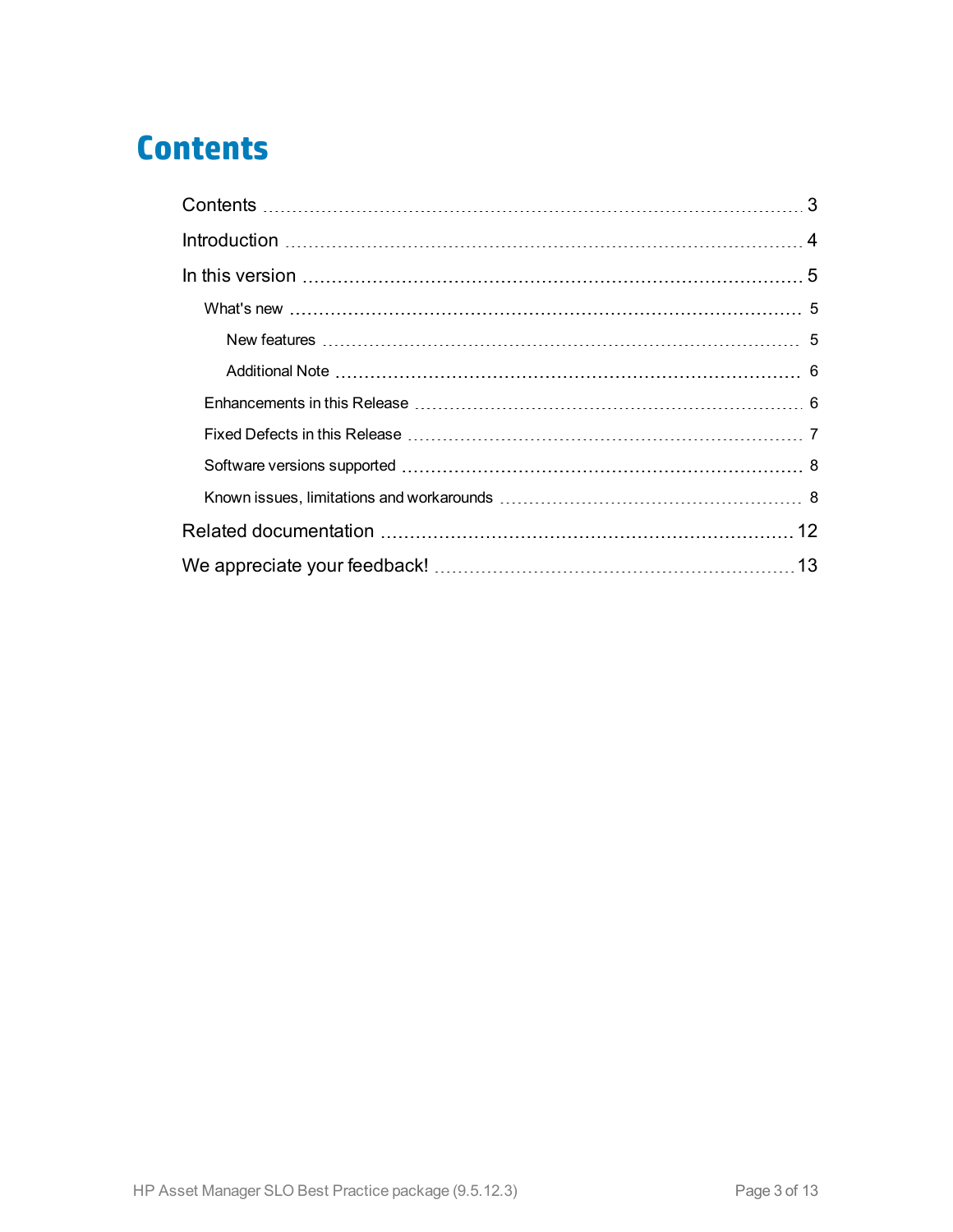# Contents

- Contents ..... 3
- Introduction ..... 4
- In this version ..... 5
  - What's new ..... 5
    - New features ..... 5
    - Additional Note ..... 6
  - Enhancements in this Release ..... 6
  - Fixed Defects in this Release ..... 7
  - Software versions supported ..... 8
  - Known issues, limitations and workarounds ..... 8
- Related documentation ..... 12
- We appreciate your feedback! ..... 13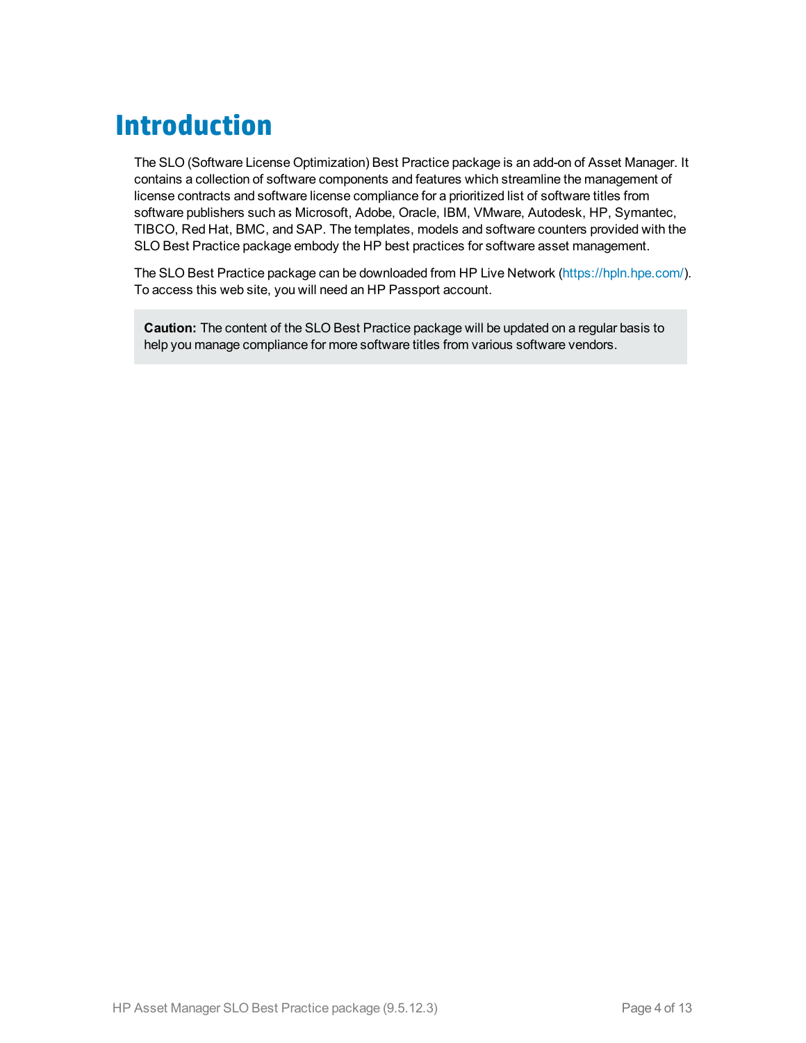# Introduction

The SLO (Software License Optimization) Best Practice package is an add-on of Asset Manager. It contains a collection of software components and features which streamline the management of license contracts and software license compliance for a prioritized list of software titles from software publishers such as Microsoft, Adobe, Oracle, IBM, VMware, Autodesk, HP, Symantec, TIBCO, Red Hat, BMC, and SAP. The templates, models and software counters provided with the SLO Best Practice package embody the HP best practices for software asset management.

The SLO Best Practice package can be downloaded from HP Live Network (https://hpln.hpe.com/). To access this web site, you will need an HP Passport account.

> **Caution:** The content of the SLO Best Practice package will be updated on a regular basis to help you manage compliance for more software titles from various software vendors.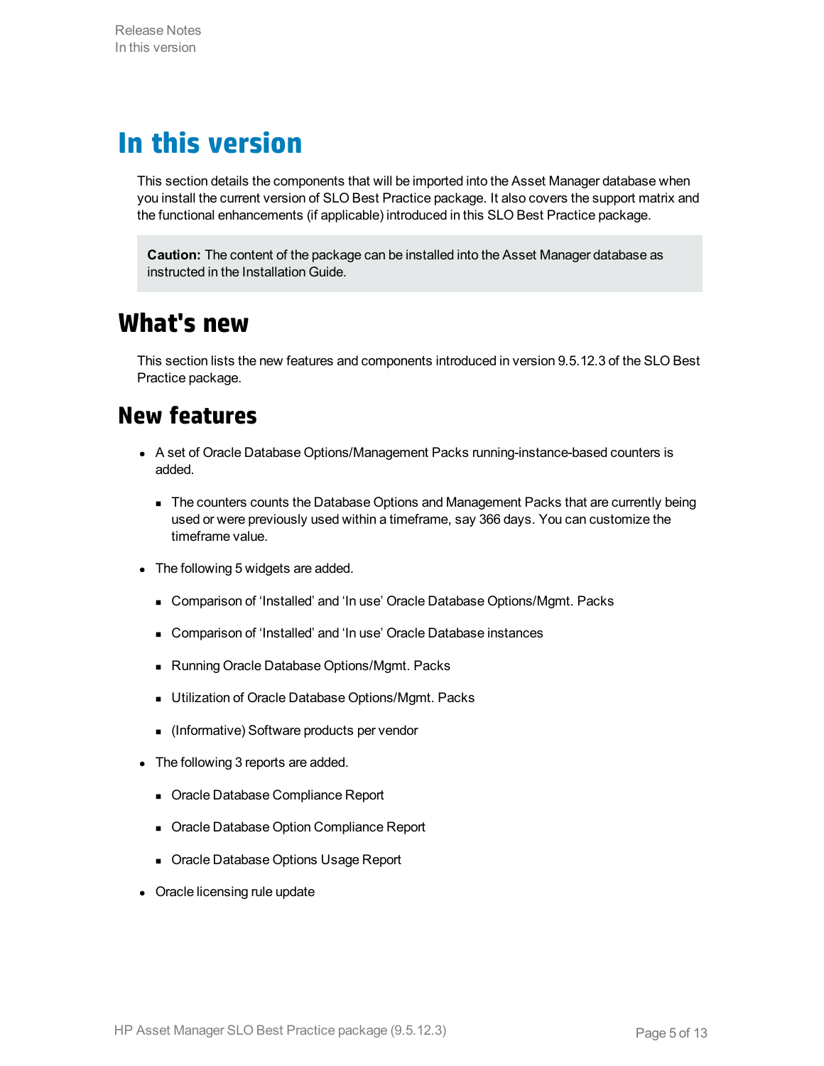# In this version

This section details the components that will be imported into the Asset Manager database when you install the current version of SLO Best Practice package. It also covers the support matrix and the functional enhancements (if applicable) introduced in this SLO Best Practice package.

> **Caution:** The content of the package can be installed into the Asset Manager database as instructed in the Installation Guide.

## What's new

This section lists the new features and components introduced in version 9.5.12.3 of the SLO Best Practice package.

## New features

- A set of Oracle Database Options/Management Packs running-instance-based counters is added.
  - The counters counts the Database Options and Management Packs that are currently being used or were previously used within a timeframe, say 366 days. You can customize the timeframe value.
- The following 5 widgets are added.
  - Comparison of 'Installed' and 'In use' Oracle Database Options/Mgmt. Packs
  - Comparison of 'Installed' and 'In use' Oracle Database instances
  - Running Oracle Database Options/Mgmt. Packs
  - Utilization of Oracle Database Options/Mgmt. Packs
  - (Informative) Software products per vendor
- The following 3 reports are added.
  - Oracle Database Compliance Report
  - Oracle Database Option Compliance Report
  - Oracle Database Options Usage Report
- Oracle licensing rule update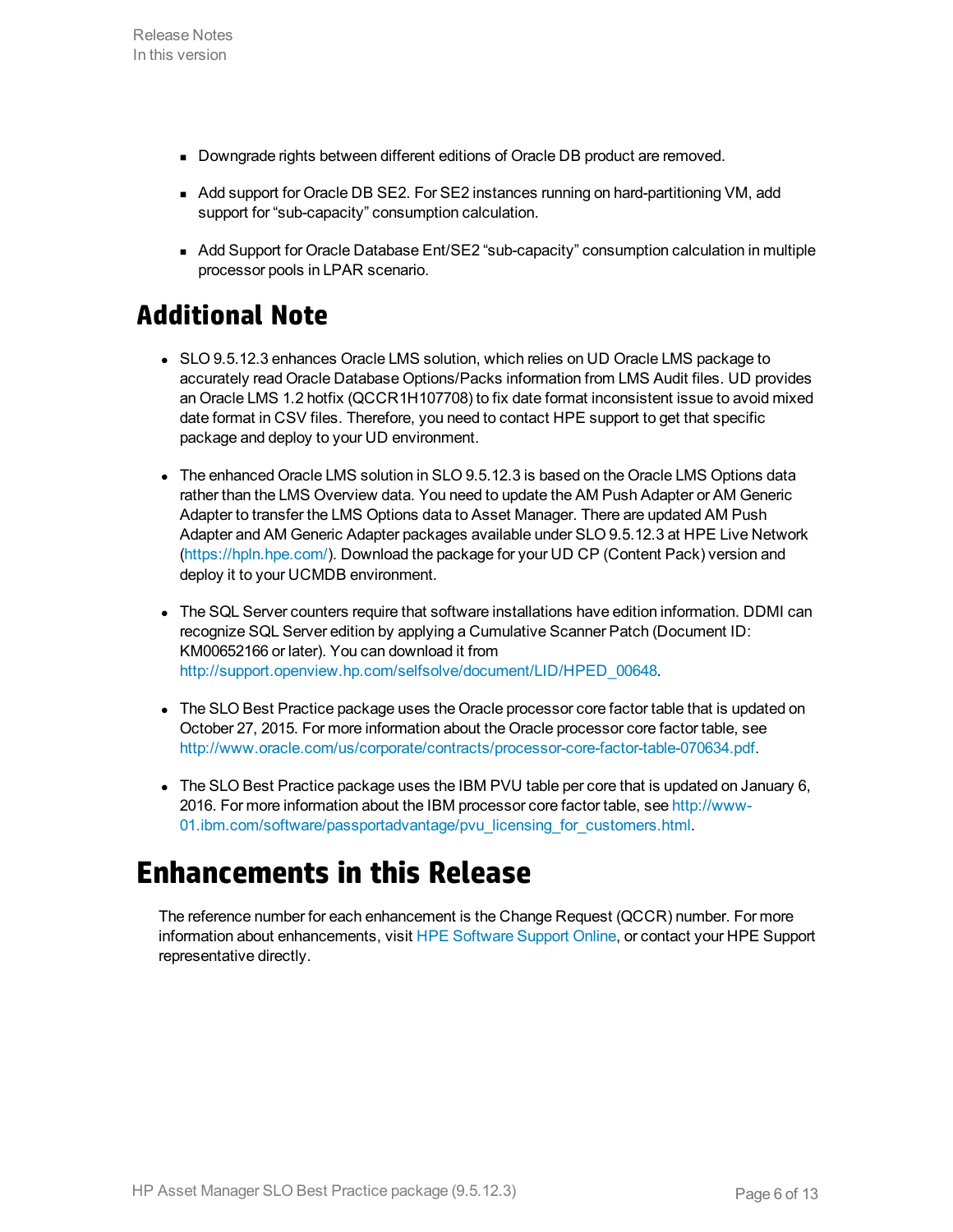- Downgrade rights between different editions of Oracle DB product are removed.
- Add support for Oracle DB SE2. For SE2 instances running on hard-partitioning VM, add support for "sub-capacity" consumption calculation.
- Add Support for Oracle Database Ent/SE2 "sub-capacity" consumption calculation in multiple processor pools in LPAR scenario.

## Additional Note

- SLO 9.5.12.3 enhances Oracle LMS solution, which relies on UD Oracle LMS package to accurately read Oracle Database Options/Packs information from LMS Audit files. UD provides an Oracle LMS 1.2 hotfix (QCCR1H107708) to fix date format inconsistent issue to avoid mixed date format in CSV files. Therefore, you need to contact HPE support to get that specific package and deploy to your UD environment.
- The enhanced Oracle LMS solution in SLO 9.5.12.3 is based on the Oracle LMS Options data rather than the LMS Overview data. You need to update the AM Push Adapter or AM Generic Adapter to transfer the LMS Options data to Asset Manager. There are updated AM Push Adapter and AM Generic Adapter packages available under SLO 9.5.12.3 at HPE Live Network (https://hpln.hpe.com/). Download the package for your UD CP (Content Pack) version and deploy it to your UCMDB environment.
- The SQL Server counters require that software installations have edition information. DDMI can recognize SQL Server edition by applying a Cumulative Scanner Patch (Document ID: KM00652166 or later). You can download it from http://support.openview.hp.com/selfsolve/document/LID/HPED_00648.
- The SLO Best Practice package uses the Oracle processor core factor table that is updated on October 27, 2015. For more information about the Oracle processor core factor table, see http://www.oracle.com/us/corporate/contracts/processor-core-factor-table-070634.pdf.
- The SLO Best Practice package uses the IBM PVU table per core that is updated on January 6, 2016. For more information about the IBM processor core factor table, see http://www-01.ibm.com/software/passportadvantage/pvu_licensing_for_customers.html.

# Enhancements in this Release

The reference number for each enhancement is the Change Request (QCCR) number. For more information about enhancements, visit HPE Software Support Online, or contact your HPE Support representative directly.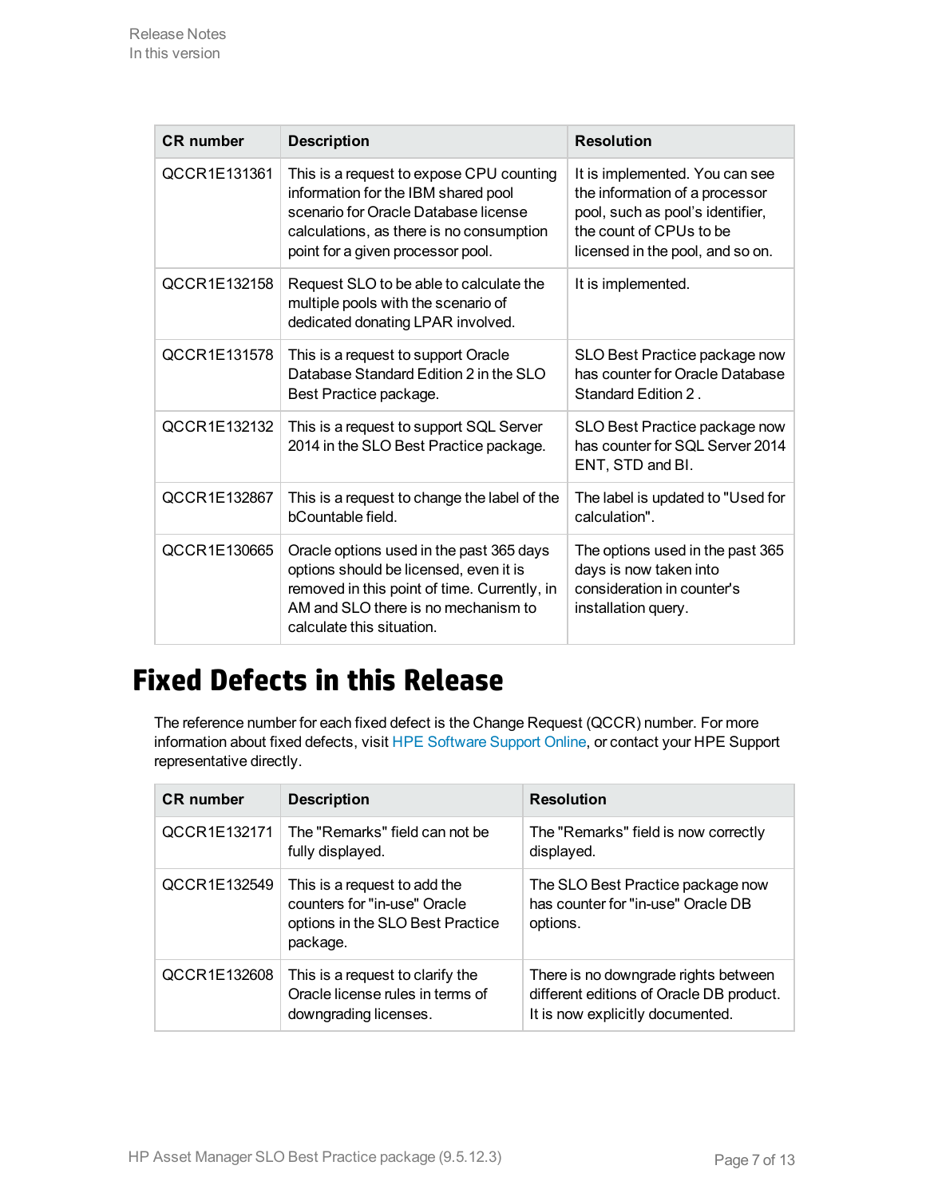| CR number | Description | Resolution |
|---|---|---|
| QCCR1E131361 | This is a request to expose CPU counting information for the IBM shared pool scenario for Oracle Database license calculations, as there is no consumption point for a given processor pool. | It is implemented. You can see the information of a processor pool, such as pool's identifier, the count of CPUs to be licensed in the pool, and so on. |
| QCCR1E132158 | Request SLO to be able to calculate the multiple pools with the scenario of dedicated donating LPAR involved. | It is implemented. |
| QCCR1E131578 | This is a request to support Oracle Database Standard Edition 2 in the SLO Best Practice package. | SLO Best Practice package now has counter for Oracle Database Standard Edition 2 . |
| QCCR1E132132 | This is a request to support SQL Server 2014 in the SLO Best Practice package. | SLO Best Practice package now has counter for SQL Server 2014 ENT, STD and BI. |
| QCCR1E132867 | This is a request to change the label of the bCountable field. | The label is updated to "Used for calculation". |
| QCCR1E130665 | Oracle options used in the past 365 days options should be licensed, even it is removed in this point of time. Currently, in AM and SLO there is no mechanism to calculate this situation. | The options used in the past 365 days is now taken into consideration in counter's installation query. |

# Fixed Defects in this Release

The reference number for each fixed defect is the Change Request (QCCR) number. For more information about fixed defects, visit HPE Software Support Online, or contact your HPE Support representative directly.

| CR number | Description | Resolution |
|---|---|---|
| QCCR1E132171 | The "Remarks" field can not be fully displayed. | The "Remarks" field is now correctly displayed. |
| QCCR1E132549 | This is a request to add the counters for "in-use" Oracle options in the SLO Best Practice package. | The SLO Best Practice package now has counter for "in-use" Oracle DB options. |
| QCCR1E132608 | This is a request to clarify the Oracle license rules in terms of downgrading licenses. | There is no downgrade rights between different editions of Oracle DB product. It is now explicitly documented. |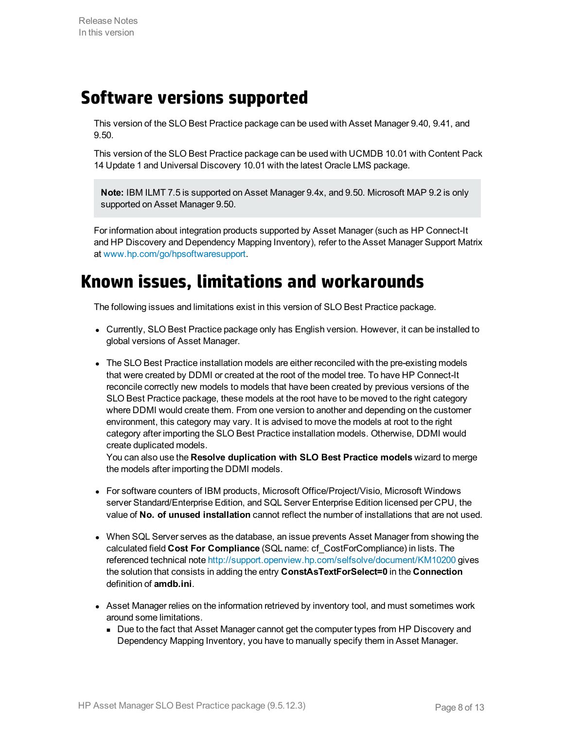# Software versions supported

This version of the SLO Best Practice package can be used with Asset Manager 9.40, 9.41, and 9.50.

This version of the SLO Best Practice package can be used with UCMDB 10.01 with Content Pack 14 Update 1 and Universal Discovery 10.01 with the latest Oracle LMS package.

> **Note:** IBM ILMT 7.5 is supported on Asset Manager 9.4x, and 9.50. Microsoft MAP 9.2 is only supported on Asset Manager 9.50.

For information about integration products supported by Asset Manager (such as HP Connect-It and HP Discovery and Dependency Mapping Inventory), refer to the Asset Manager Support Matrix at www.hp.com/go/hpsoftwaresupport.

# Known issues, limitations and workarounds

The following issues and limitations exist in this version of SLO Best Practice package.

- Currently, SLO Best Practice package only has English version. However, it can be installed to global versions of Asset Manager.
- The SLO Best Practice installation models are either reconciled with the pre-existing models that were created by DDMI or created at the root of the model tree. To have HP Connect-It reconcile correctly new models to models that have been created by previous versions of the SLO Best Practice package, these models at the root have to be moved to the right category where DDMI would create them. From one version to another and depending on the customer environment, this category may vary. It is advised to move the models at root to the right category after importing the SLO Best Practice installation models. Otherwise, DDMI would create duplicated models.
  You can also use the **Resolve duplication with SLO Best Practice models** wizard to merge the models after importing the DDMI models.
- For software counters of IBM products, Microsoft Office/Project/Visio, Microsoft Windows server Standard/Enterprise Edition, and SQL Server Enterprise Edition licensed per CPU, the value of **No. of unused installation** cannot reflect the number of installations that are not used.
- When SQL Server serves as the database, an issue prevents Asset Manager from showing the calculated field **Cost For Compliance** (SQL name: cf_CostForCompliance) in lists. The referenced technical note http://support.openview.hp.com/selfsolve/document/KM10200 gives the solution that consists in adding the entry **ConstAsTextForSelect=0** in the **Connection** definition of **amdb.ini**.
- Asset Manager relies on the information retrieved by inventory tool, and must sometimes work around some limitations.
  - Due to the fact that Asset Manager cannot get the computer types from HP Discovery and Dependency Mapping Inventory, you have to manually specify them in Asset Manager.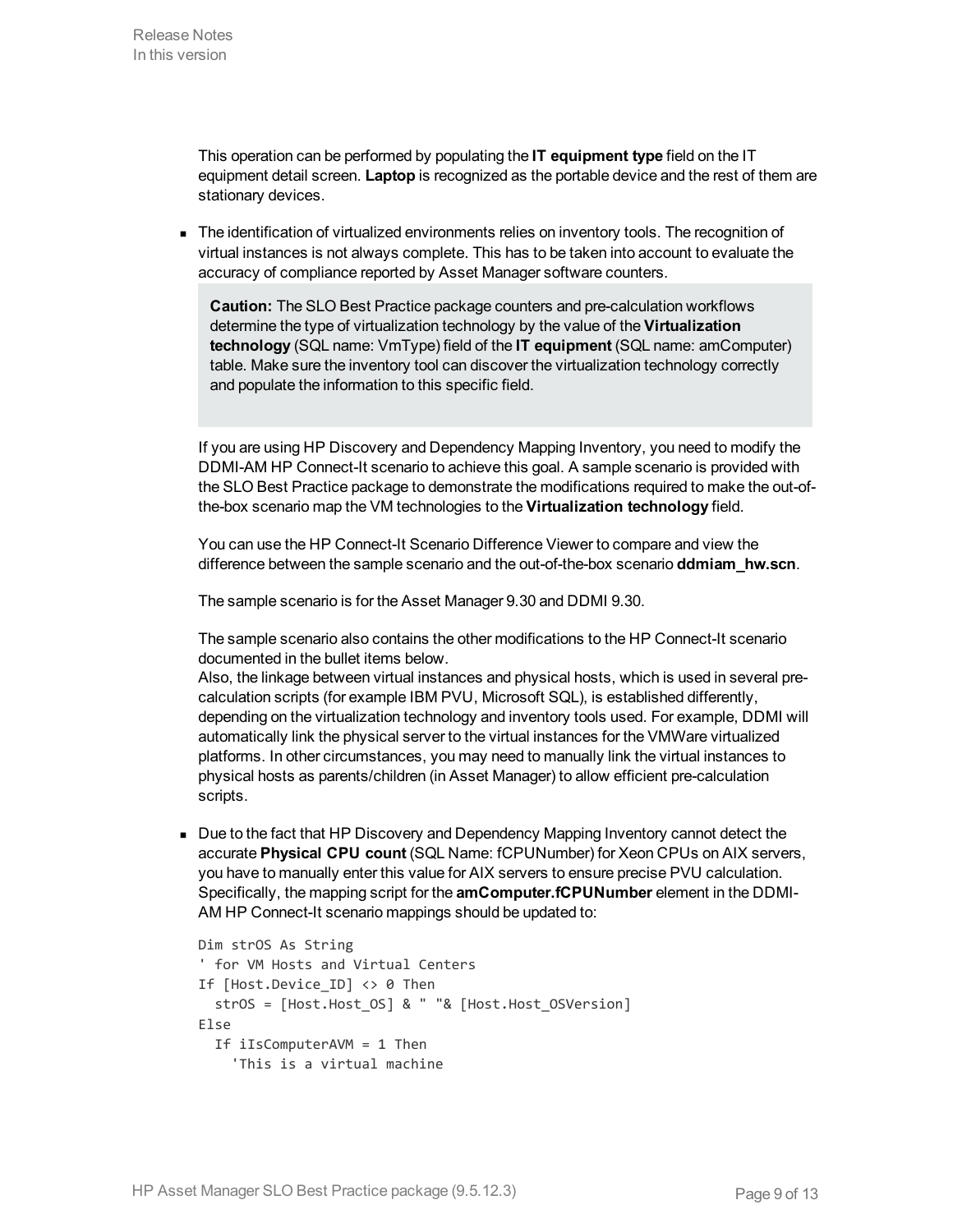This operation can be performed by populating the **IT equipment type** field on the IT equipment detail screen. **Laptop** is recognized as the portable device and the rest of them are stationary devices.

- The identification of virtualized environments relies on inventory tools. The recognition of virtual instances is not always complete. This has to be taken into account to evaluate the accuracy of compliance reported by Asset Manager software counters.

  > **Caution:** The SLO Best Practice package counters and pre-calculation workflows determine the type of virtualization technology by the value of the **Virtualization technology** (SQL name: VmType) field of the **IT equipment** (SQL name: amComputer) table. Make sure the inventory tool can discover the virtualization technology correctly and populate the information to this specific field.

  If you are using HP Discovery and Dependency Mapping Inventory, you need to modify the DDMI-AM HP Connect-It scenario to achieve this goal. A sample scenario is provided with the SLO Best Practice package to demonstrate the modifications required to make the out-of-the-box scenario map the VM technologies to the **Virtualization technology** field.

  You can use the HP Connect-It Scenario Difference Viewer to compare and view the difference between the sample scenario and the out-of-the-box scenario **ddmiam_hw.scn**.

  The sample scenario is for the Asset Manager 9.30 and DDMI 9.30.

  The sample scenario also contains the other modifications to the HP Connect-It scenario documented in the bullet items below.
  Also, the linkage between virtual instances and physical hosts, which is used in several pre-calculation scripts (for example IBM PVU, Microsoft SQL), is established differently, depending on the virtualization technology and inventory tools used. For example, DDMI will automatically link the physical server to the virtual instances for the VMWare virtualized platforms. In other circumstances, you may need to manually link the virtual instances to physical hosts as parents/children (in Asset Manager) to allow efficient pre-calculation scripts.

- Due to the fact that HP Discovery and Dependency Mapping Inventory cannot detect the accurate **Physical CPU count** (SQL Name: fCPUNumber) for Xeon CPUs on AIX servers, you have to manually enter this value for AIX servers to ensure precise PVU calculation. Specifically, the mapping script for the **amComputer.fCPUNumber** element in the DDMI-AM HP Connect-It scenario mappings should be updated to:

  ```
  Dim strOS As String
  ' for VM Hosts and Virtual Centers
  If [Host.Device_ID] <> 0 Then
    strOS = [Host.Host_OS] & " "& [Host.Host_OSVersion]
  Else
    If iIsComputerAVM = 1 Then
      'This is a virtual machine
  ```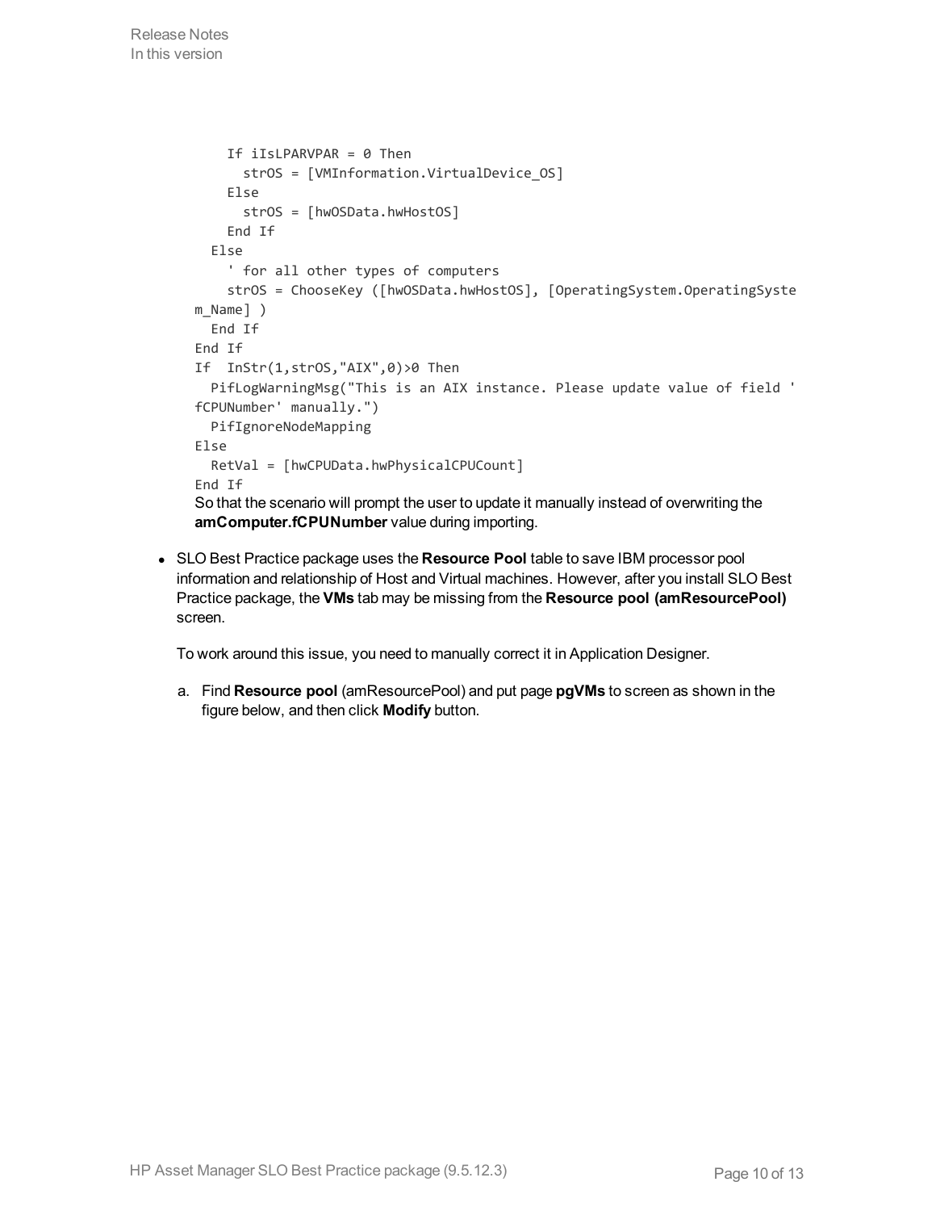```
    If iIsLPARVPAR = 0 Then
      strOS = [VMInformation.VirtualDevice_OS]
    Else
      strOS = [hwOSData.hwHostOS]
    End If
  Else
    ' for all other types of computers
    strOS = ChooseKey ([hwOSData.hwHostOS], [OperatingSystem.OperatingSystem_Name] )
  End If
End If
If  InStr(1,strOS,"AIX",0)>0 Then
  PifLogWarningMsg("This is an AIX instance. Please update value of field 'fCPUNumber' manually.")
  PifIgnoreNodeMapping
Else
  RetVal = [hwCPUData.hwPhysicalCPUCount]
End If
```

So that the scenario will prompt the user to update it manually instead of overwriting the **amComputer.fCPUNumber** value during importing.

- SLO Best Practice package uses the **Resource Pool** table to save IBM processor pool information and relationship of Host and Virtual machines. However, after you install SLO Best Practice package, the **VMs** tab may be missing from the **Resource pool (amResourcePool)** screen.

  To work around this issue, you need to manually correct it in Application Designer.

  a. Find **Resource pool** (amResourcePool) and put page **pgVMs** to screen as shown in the figure below, and then click **Modify** button.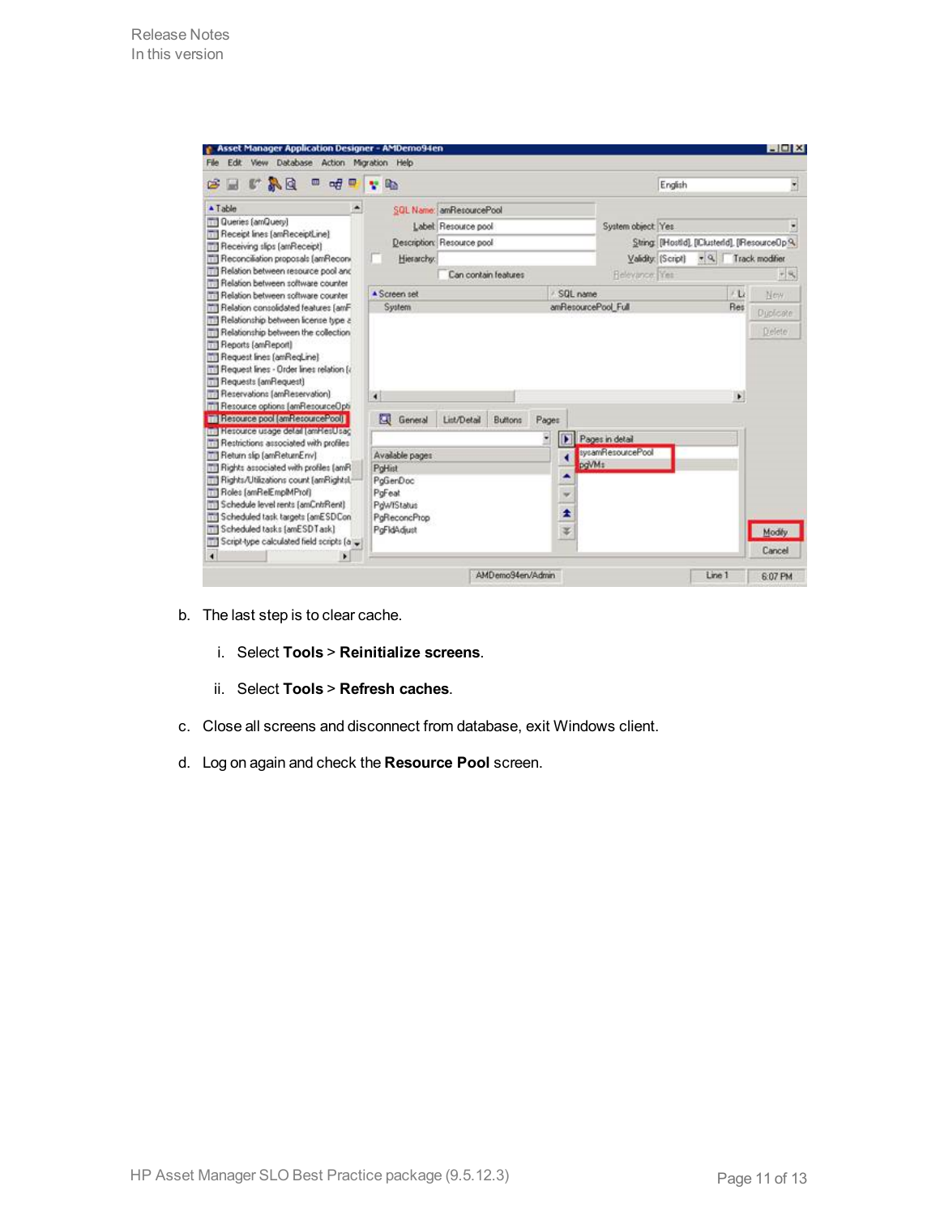b. The last step is to clear cache.

   i. Select **Tools** > **Reinitialize screens**.

   ii. Select **Tools** > **Refresh caches**.

c. Close all screens and disconnect from database, exit Windows client.

d. Log on again and check the **Resource Pool** screen.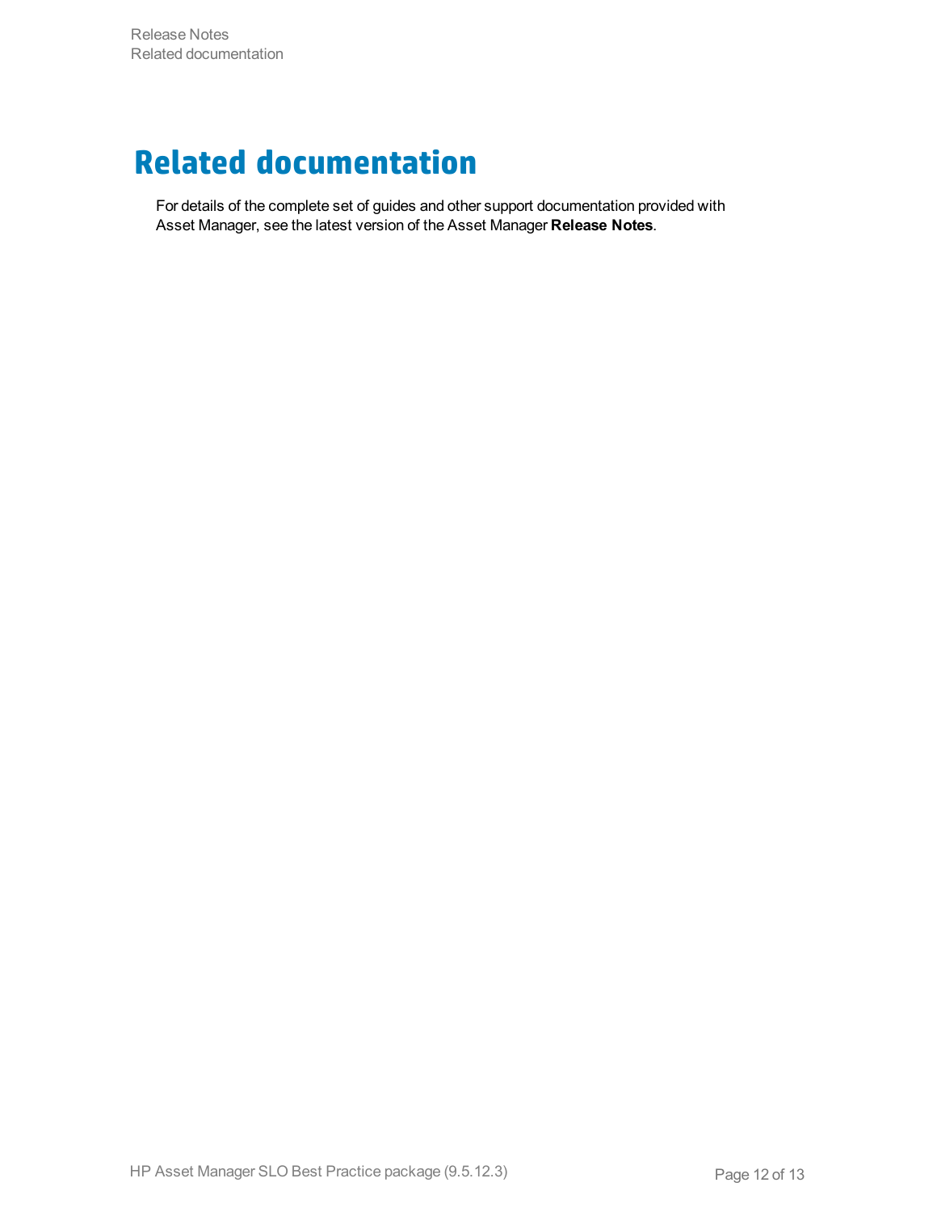# Related documentation

For details of the complete set of guides and other support documentation provided with Asset Manager, see the latest version of the Asset Manager **Release Notes**.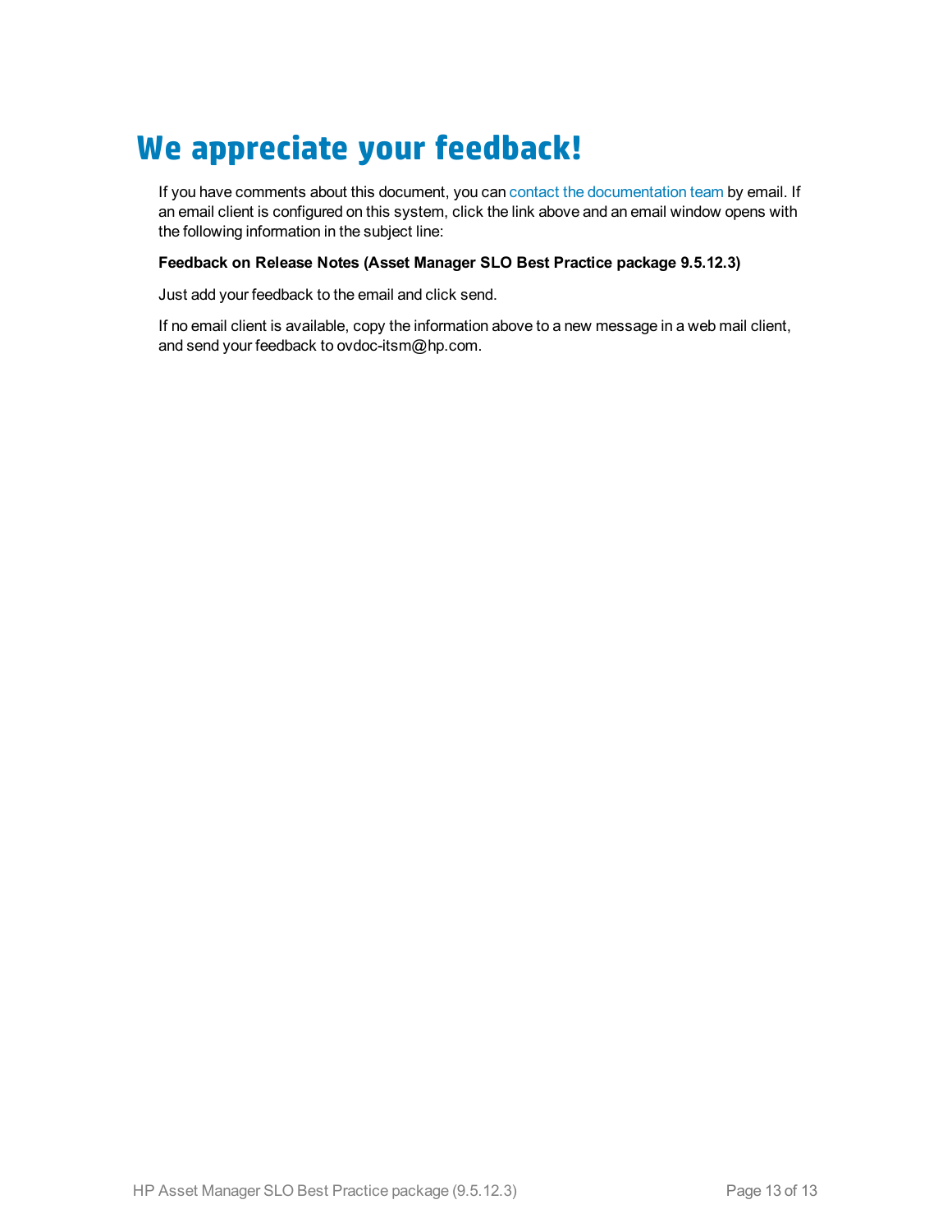# We appreciate your feedback!

If you have comments about this document, you can contact the documentation team by email. If an email client is configured on this system, click the link above and an email window opens with the following information in the subject line:

**Feedback on Release Notes (Asset Manager SLO Best Practice package 9.5.12.3)**

Just add your feedback to the email and click send.

If no email client is available, copy the information above to a new message in a web mail client, and send your feedback to ovdoc-itsm@hp.com.